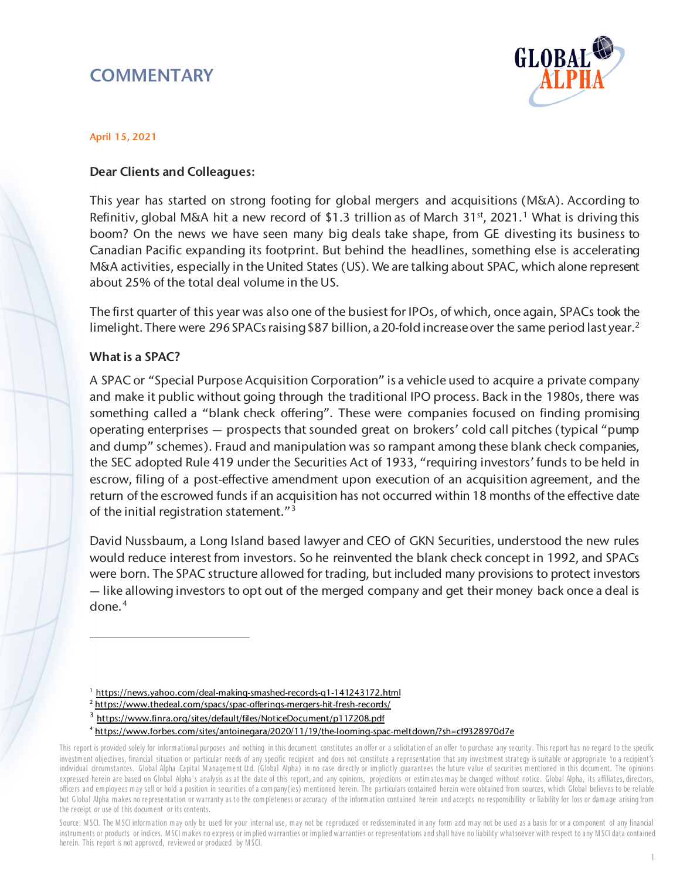# COMMENTARY

April 15, 2021

**Dear Clients and Colleagues:**

This year has started on strong footing for global mergers and acquisitions (M&A). According to Refinitiv, global M&A hit a new record of $1.3 trillion as of March 31st, 2021.[1] What is driving this boom? On the news we have seen many big deals take shape, from GE divesting its business to Canadian Pacific expanding its footprint. But behind the headlines, something else is accelerating M&A activities, especially in the United States (US). We are talking about SPAC, which alone represent about 25% of the total deal volume in the US.

The first quarter of this year was also one of the busiest for IPOs, of which, once again, SPACs took the limelight. There were 296 SPACs raising $87 billion, a 20-fold increase over the same period last year.[2]

## What is a SPAC?

A SPAC or "Special Purpose Acquisition Corporation" is a vehicle used to acquire a private company and make it public without going through the traditional IPO process. Back in the 1980s, there was something called a "blank check offering". These were companies focused on finding promising operating enterprises — prospects that sounded great on brokers' cold call pitches (typical "pump and dump" schemes). Fraud and manipulation was so rampant among these blank check companies, the SEC adopted Rule 419 under the Securities Act of 1933, "requiring investors' funds to be held in escrow, filing of a post-effective amendment upon execution of an acquisition agreement, and the return of the escrowed funds if an acquisition has not occurred within 18 months of the effective date of the initial registration statement."[3]

David Nussbaum, a Long Island based lawyer and CEO of GKN Securities, understood the new rules would reduce interest from investors. So he reinvented the blank check concept in 1992, and SPACs were born. The SPAC structure allowed for trading, but included many provisions to protect investors — like allowing investors to opt out of the merged company and get their money back once a deal is done.[4]

---

[1] https://news.yahoo.com/deal-making-smashed-records-q1-141243172.html

[2] https://www.thedeal.com/spacs/spac-offerings-mergers-hit-fresh-records/

[3] https://www.finra.org/sites/default/files/NoticeDocument/p117208.pdf

[4] https://www.forbes.com/sites/antoinegara/2020/11/19/the-looming-spac-meltdown/?sh=cf9328970d7e

This report is provided solely for informational purposes and nothing in this document constitutes an offer or a solicitation of an offer to purchase any security. This report has no regard to the specific investment objectives, financial situation or particular needs of any specific recipient and does not constitute a representation that any investment strategy is suitable or appropriate to a recipient's individual circumstances. Global Alpha Capital Management Ltd. (Global Alpha) in no case directly or implicitly guarantees the future value of securities mentioned in this document. The opinions expressed herein are based on Global Alpha's analysis as at the date of this report, and any opinions, projections or estimates may be changed without notice. Global Alpha, its affiliates, directors, officers and employees may sell or hold a position in securities of a company(ies) mentioned herein. The particulars contained herein were obtained from sources, which Global believes to be reliable but Global Alpha makes no representation or warranty as to the completeness or accuracy of the information contained herein and accepts no responsibility or liability for loss or damage arising from the receipt or use of this document or its contents.

Source: MSCI. The MSCI information may only be used for your internal use, may not be reproduced or redisseminated in any form and may not be used as a basis for or a component of any financial instruments or products or indices. MSCI makes no express or implied warranties or implied warranties or representations and shall have no liability whatsoever with respect to any MSCI data contained herein. This report is not approved, reviewed or produced by MSCI.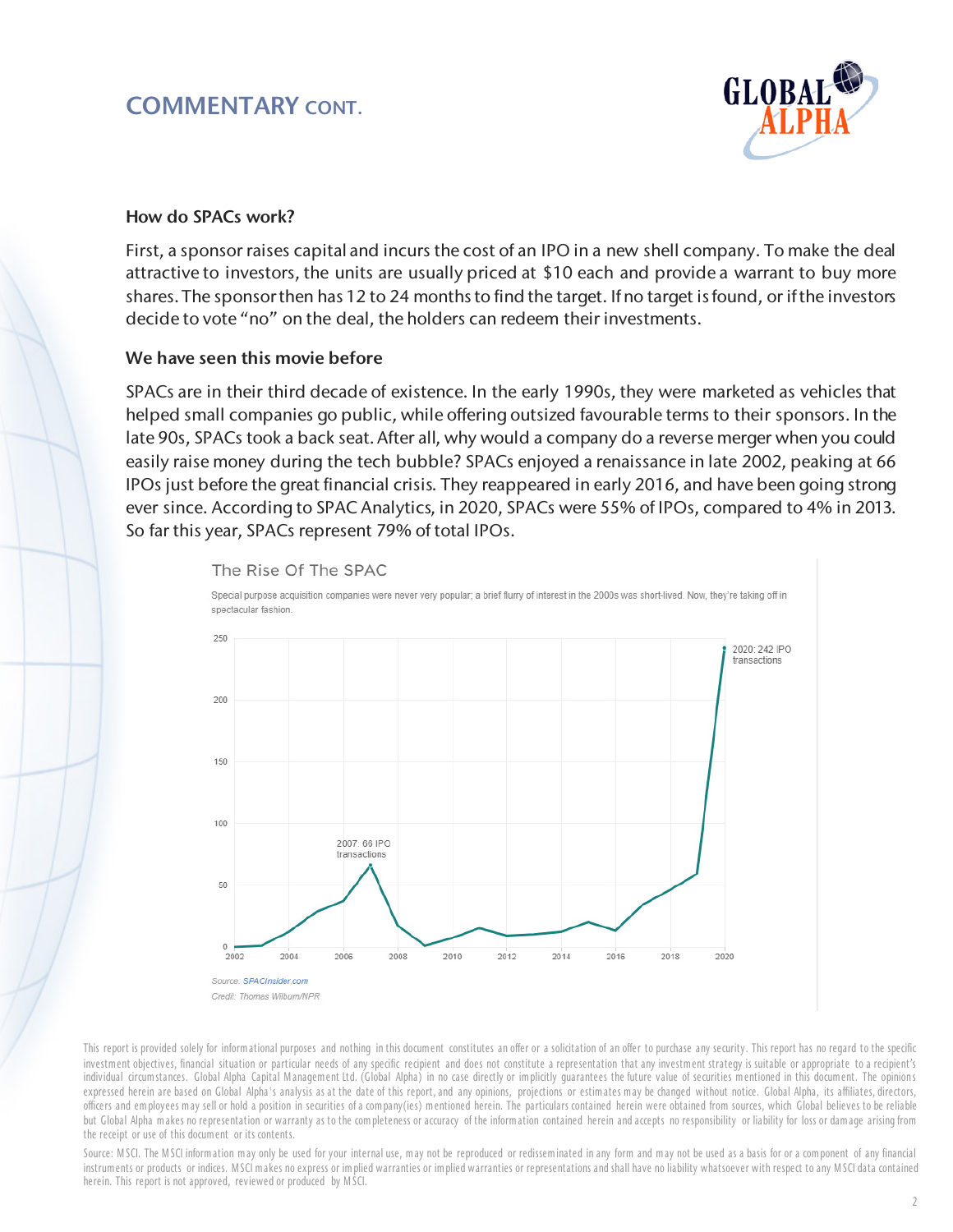## COMMENTARY CONT.

### How do SPACs work?

First, a sponsor raises capital and incurs the cost of an IPO in a new shell company. To make the deal attractive to investors, the units are usually priced at $10 each and provide a warrant to buy more shares. The sponsor then has 12 to 24 months to find the target. If no target is found, or if the investors decide to vote "no" on the deal, the holders can redeem their investments.

### We have seen this movie before

SPACs are in their third decade of existence. In the early 1990s, they were marketed as vehicles that helped small companies go public, while offering outsized favourable terms to their sponsors. In the late 90s, SPACs took a back seat. After all, why would a company do a reverse merger when you could easily raise money during the tech bubble? SPACs enjoyed a renaissance in late 2002, peaking at 66 IPOs just before the great financial crisis. They reappeared in early 2016, and have been going strong ever since. According to SPAC Analytics, in 2020, SPACs were 55% of IPOs, compared to 4% in 2013. So far this year, SPACs represent 79% of total IPOs.

The Rise Of The SPAC

Special purpose acquisition companies were never very popular; a brief flurry of interest in the 2000s was short-lived. Now, they're taking off in spectacular fashion.

2007: 66 IPO transactions

2020: 242 IPO transactions

Source: SPACInsider.com

Credit: Thomas Wilburn/NPR

This report is provided solely for informational purposes and nothing in this document constitutes an offer or a solicitation of an offer to purchase any security. This report has no regard to the specific investment objectives, financial situation or particular needs of any specific recipient and does not constitute a representation that any investment strategy is suitable or appropriate to a recipient's individual circumstances. Global Alpha Capital Management Ltd. (Global Alpha) in no case directly or implicitly guarantees the future value of securities mentioned in this document. The opinions expressed herein are based on Global Alpha's analysis as at the date of this report, and any opinions, projections or estimates may be changed without notice. Global Alpha, its affiliates, directors, officers and employees may sell or hold a position in securities of a company(ies) mentioned herein. The particulars contained herein were obtained from sources, which Global believes to be reliable but Global Alpha makes no representation or warranty as to the completeness or accuracy of the information contained herein and accepts no responsibility or liability for loss or damage arising from the receipt or use of this document or its contents.

Source: MSCI. The MSCI information may only be used for your internal use, may not be reproduced or redisseminated in any form and may not be used as a basis for or a component of any financial instruments or products or indices. MSCI makes no express or implied warranties or implied warranties or representations and shall have no liability whatsoever with respect to any MSCI data contained herein. This report is not approved, reviewed or produced by MSCI.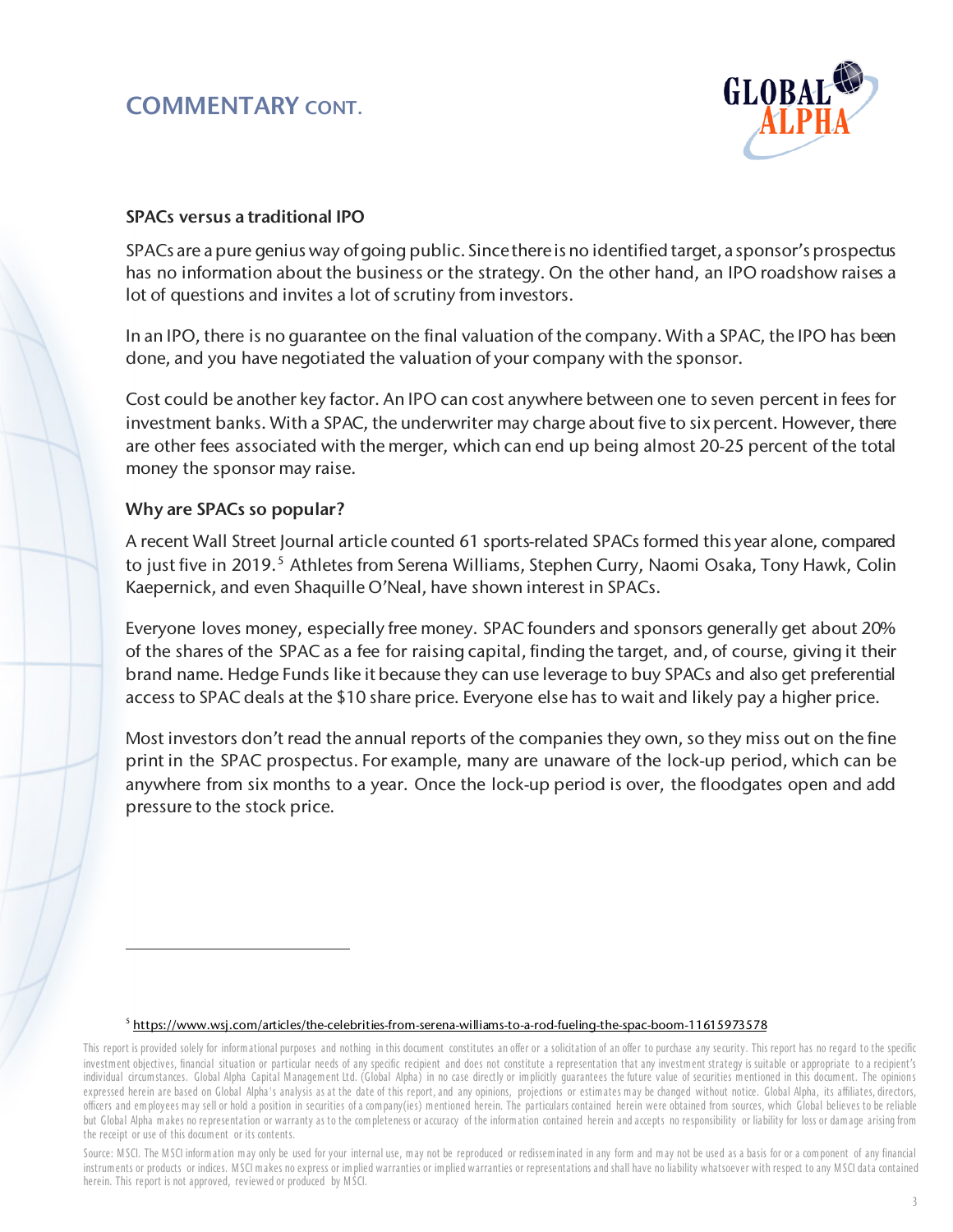## COMMENTARY CONT.

### SPACs versus a traditional IPO

SPACs are a pure genius way of going public. Since there is no identified target, a sponsor's prospectus has no information about the business or the strategy. On the other hand, an IPO roadshow raises a lot of questions and invites a lot of scrutiny from investors.

In an IPO, there is no guarantee on the final valuation of the company. With a SPAC, the IPO has been done, and you have negotiated the valuation of your company with the sponsor.

Cost could be another key factor. An IPO can cost anywhere between one to seven percent in fees for investment banks. With a SPAC, the underwriter may charge about five to six percent. However, there are other fees associated with the merger, which can end up being almost 20-25 percent of the total money the sponsor may raise.

### Why are SPACs so popular?

A recent Wall Street Journal article counted 61 sports-related SPACs formed this year alone, compared to just five in 2019.[5] Athletes from Serena Williams, Stephen Curry, Naomi Osaka, Tony Hawk, Colin Kaepernick, and even Shaquille O'Neal, have shown interest in SPACs.

Everyone loves money, especially free money. SPAC founders and sponsors generally get about 20% of the shares of the SPAC as a fee for raising capital, finding the target, and, of course, giving it their brand name. Hedge Funds like it because they can use leverage to buy SPACs and also get preferential access to SPAC deals at the $10 share price. Everyone else has to wait and likely pay a higher price.

Most investors don't read the annual reports of the companies they own, so they miss out on the fine print in the SPAC prospectus. For example, many are unaware of the lock-up period, which can be anywhere from six months to a year. Once the lock-up period is over, the floodgates open and add pressure to the stock price.

---

[5] https://www.wsj.com/articles/the-celebrities-from-serena-williams-to-a-rod-fueling-the-spac-boom-11615973578

This report is provided solely for informational purposes and nothing in this document constitutes an offer or a solicitation of an offer to purchase any security. This report has no regard to the specific investment objectives, financial situation or particular needs of any specific recipient and does not constitute a representation that any investment strategy is suitable or appropriate to a recipient's individual circumstances. Global Alpha Capital Management Ltd. (Global Alpha) in no case directly or implicitly guarantees the future value of securities mentioned in this document. The opinions expressed herein are based on Global Alpha's analysis as at the date of this report, and any opinions, projections or estimates may be changed without notice. Global Alpha, its affiliates, directors, officers and employees may sell or hold a position in securities of a company(ies) mentioned herein. The particulars contained herein were obtained from sources, which Global believes to be reliable but Global Alpha makes no representation or warranty as to the completeness or accuracy of the information contained herein and accepts no responsibility or liability for loss or damage arising from the receipt or use of this document or its contents.

Source: MSCI. The MSCI information may only be used for your internal use, may not be reproduced or redisseminated in any form and may not be used as a basis for or a component of any financial instruments or products or indices. MSCI makes no express or implied warranties or implied warranties or representations and shall have no liability whatsoever with respect to any MSCI data contained herein. This report is not approved, reviewed or produced by MSCI.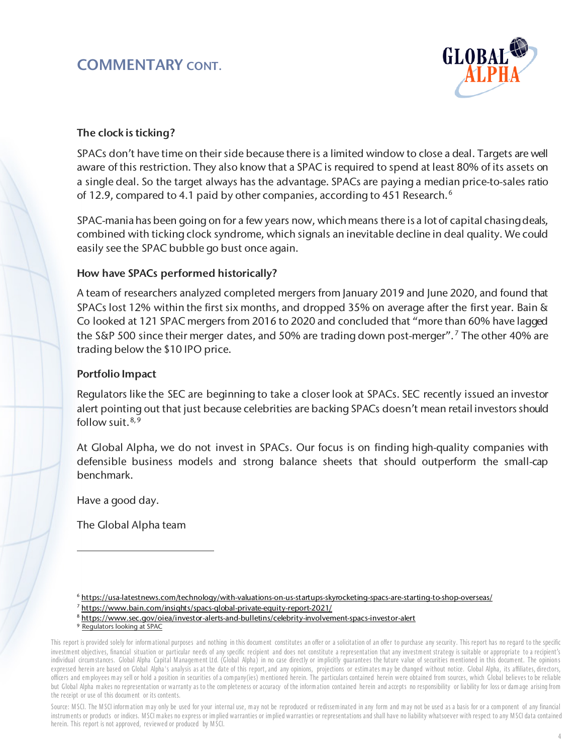## COMMENTARY CONT.

### The clock is ticking?

SPACs don't have time on their side because there is a limited window to close a deal. Targets are well aware of this restriction. They also know that a SPAC is required to spend at least 80% of its assets on a single deal. So the target always has the advantage. SPACs are paying a median price-to-sales ratio of 12.9, compared to 4.1 paid by other companies, according to 451 Research.[6]

SPAC-mania has been going on for a few years now, which means there is a lot of capital chasing deals, combined with ticking clock syndrome, which signals an inevitable decline in deal quality. We could easily see the SPAC bubble go bust once again.

### How have SPACs performed historically?

A team of researchers analyzed completed mergers from January 2019 and June 2020, and found that SPACs lost 12% within the first six months, and dropped 35% on average after the first year. Bain & Co looked at 121 SPAC mergers from 2016 to 2020 and concluded that "more than 60% have lagged the S&P 500 since their merger dates, and 50% are trading down post-merger".[7] The other 40% are trading below the $10 IPO price.

### Portfolio Impact

Regulators like the SEC are beginning to take a closer look at SPACs. SEC recently issued an investor alert pointing out that just because celebrities are backing SPACs doesn't mean retail investors should follow suit.[8, 9]

At Global Alpha, we do not invest in SPACs. Our focus is on finding high-quality companies with defensible business models and strong balance sheets that should outperform the small-cap benchmark.

Have a good day.

The Global Alpha team

---

[6] https://usa-latestnews.com/technology/with-valuations-on-us-startups-skyrocketing-spacs-are-starting-to-shop-overseas/

[7] https://www.bain.com/insights/spacs-global-private-equity-report-2021/

[8] https://www.sec.gov/oiea/investor-alerts-and-bulletins/celebrity-involvement-spacs-investor-alert

[9] Regulators looking at SPAC

This report is provided solely for informational purposes and nothing in this document constitutes an offer or a solicitation of an offer to purchase any security. This report has no regard to the specific investment objectives, financial situation or particular needs of any specific recipient and does not constitute a representation that any investment strategy is suitable or appropriate to a recipient's individual circumstances. Global Alpha Capital Management Ltd. (Global Alpha) in no case directly or implicitly guarantees the future value of securities mentioned in this document. The opinions expressed herein are based on Global Alpha's analysis as at the date of this report, and any opinions, projections or estimates may be changed without notice. Global Alpha, its affiliates, directors, officers and employees may sell or hold a position in securities of a company(ies) mentioned herein. The particulars contained herein were obtained from sources, which Global believes to be reliable but Global Alpha makes no representation or warranty as to the completeness or accuracy of the information contained herein and accepts no responsibility or liability for loss or damage arising from the receipt or use of this document or its contents.

Source: MSCI. The MSCI information may only be used for your internal use, may not be reproduced or redisseminated in any form and may not be used as a basis for or a component of any financial instruments or products or indices. MSCI makes no express or implied warranties or implied warranties or representations and shall have no liability whatsoever with respect to any MSCI data contained herein. This report is not approved, reviewed or produced by MSCI.